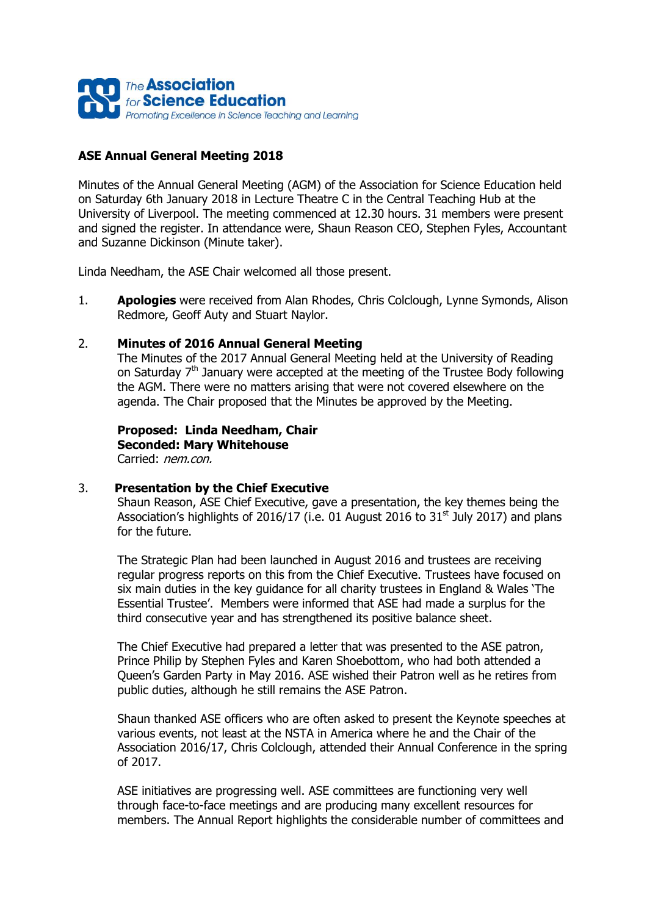The Association for Science Education
Promoting Excellence in Science Teaching and Learning

## ASE Annual General Meeting 2018

Minutes of the Annual General Meeting (AGM) of the Association for Science Education held on Saturday 6th January 2018 in Lecture Theatre C in the Central Teaching Hub at the University of Liverpool. The meeting commenced at 12.30 hours. 31 members were present and signed the register. In attendance were, Shaun Reason CEO, Stephen Fyles, Accountant and Suzanne Dickinson (Minute taker).

Linda Needham, the ASE Chair welcomed all those present.

1. **Apologies** were received from Alan Rhodes, Chris Colclough, Lynne Symonds, Alison Redmore, Geoff Auty and Stuart Naylor.

2. **Minutes of 2016 Annual General Meeting**
   The Minutes of the 2017 Annual General Meeting held at the University of Reading on Saturday 7th January were accepted at the meeting of the Trustee Body following the AGM. There were no matters arising that were not covered elsewhere on the agenda. The Chair proposed that the Minutes be approved by the Meeting.

   **Proposed: Linda Needham, Chair**
   **Seconded: Mary Whitehouse**
   Carried: *nem.con.*

3. **Presentation by the Chief Executive**
   Shaun Reason, ASE Chief Executive, gave a presentation, the key themes being the Association's highlights of 2016/17 (i.e. 01 August 2016 to 31st July 2017) and plans for the future.

   The Strategic Plan had been launched in August 2016 and trustees are receiving regular progress reports on this from the Chief Executive. Trustees have focused on six main duties in the key guidance for all charity trustees in England & Wales 'The Essential Trustee'. Members were informed that ASE had made a surplus for the third consecutive year and has strengthened its positive balance sheet.

   The Chief Executive had prepared a letter that was presented to the ASE patron, Prince Philip by Stephen Fyles and Karen Shoebottom, who had both attended a Queen's Garden Party in May 2016. ASE wished their Patron well as he retires from public duties, although he still remains the ASE Patron.

   Shaun thanked ASE officers who are often asked to present the Keynote speeches at various events, not least at the NSTA in America where he and the Chair of the Association 2016/17, Chris Colclough, attended their Annual Conference in the spring of 2017.

   ASE initiatives are progressing well. ASE committees are functioning very well through face-to-face meetings and are producing many excellent resources for members. The Annual Report highlights the considerable number of committees and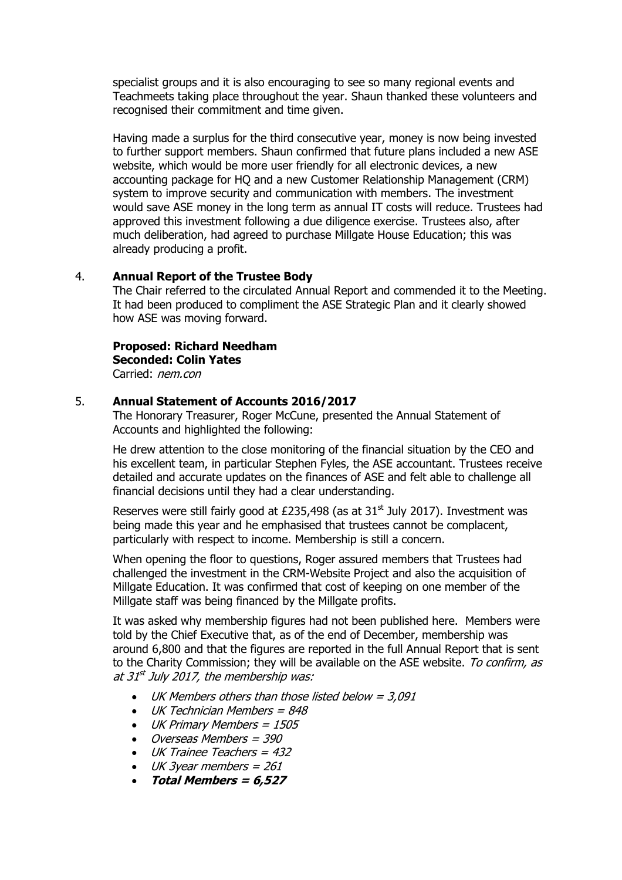specialist groups and it is also encouraging to see so many regional events and Teachmeets taking place throughout the year. Shaun thanked these volunteers and recognised their commitment and time given.

Having made a surplus for the third consecutive year, money is now being invested to further support members. Shaun confirmed that future plans included a new ASE website, which would be more user friendly for all electronic devices, a new accounting package for HQ and a new Customer Relationship Management (CRM) system to improve security and communication with members. The investment would save ASE money in the long term as annual IT costs will reduce. Trustees had approved this investment following a due diligence exercise. Trustees also, after much deliberation, had agreed to purchase Millgate House Education; this was already producing a profit.

## 4. Annual Report of the Trustee Body

The Chair referred to the circulated Annual Report and commended it to the Meeting. It had been produced to compliment the ASE Strategic Plan and it clearly showed how ASE was moving forward.

**Proposed: Richard Needham**
**Seconded: Colin Yates**
Carried: *nem.con*

## 5. Annual Statement of Accounts 2016/2017

The Honorary Treasurer, Roger McCune, presented the Annual Statement of Accounts and highlighted the following:

He drew attention to the close monitoring of the financial situation by the CEO and his excellent team, in particular Stephen Fyles, the ASE accountant. Trustees receive detailed and accurate updates on the finances of ASE and felt able to challenge all financial decisions until they had a clear understanding.

Reserves were still fairly good at £235,498 (as at 31st July 2017). Investment was being made this year and he emphasised that trustees cannot be complacent, particularly with respect to income. Membership is still a concern.

When opening the floor to questions, Roger assured members that Trustees had challenged the investment in the CRM-Website Project and also the acquisition of Millgate Education. It was confirmed that cost of keeping on one member of the Millgate staff was being financed by the Millgate profits.

It was asked why membership figures had not been published here. Members were told by the Chief Executive that, as of the end of December, membership was around 6,800 and that the figures are reported in the full Annual Report that is sent to the Charity Commission; they will be available on the ASE website. *To confirm, as at 31st July 2017, the membership was:*

- *UK Members others than those listed below = 3,091*
- *UK Technician Members = 848*
- *UK Primary Members = 1505*
- *Overseas Members = 390*
- *UK Trainee Teachers = 432*
- *UK 3year members = 261*
- ***Total Members = 6,527***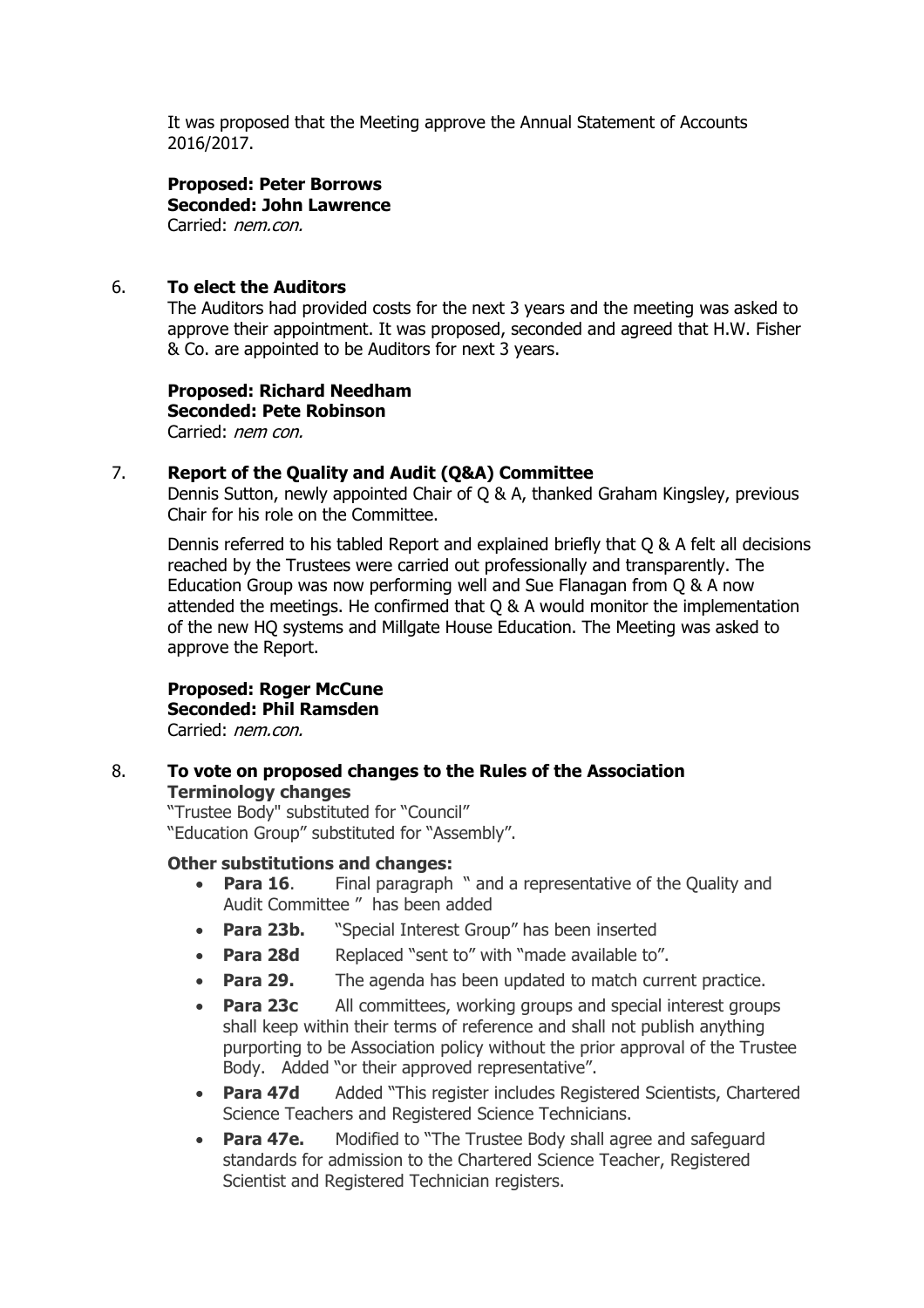It was proposed that the Meeting approve the Annual Statement of Accounts 2016/2017.

**Proposed: Peter Borrows**
**Seconded: John Lawrence**
Carried: *nem.con.*

6. **To elect the Auditors**

The Auditors had provided costs for the next 3 years and the meeting was asked to approve their appointment. It was proposed, seconded and agreed that H.W. Fisher & Co. are appointed to be Auditors for next 3 years.

**Proposed: Richard Needham**
**Seconded: Pete Robinson**
Carried: *nem con.*

7. **Report of the Quality and Audit (Q&A) Committee**

Dennis Sutton, newly appointed Chair of Q & A, thanked Graham Kingsley, previous Chair for his role on the Committee.

Dennis referred to his tabled Report and explained briefly that Q & A felt all decisions reached by the Trustees were carried out professionally and transparently. The Education Group was now performing well and Sue Flanagan from Q & A now attended the meetings. He confirmed that Q & A would monitor the implementation of the new HQ systems and Millgate House Education. The Meeting was asked to approve the Report.

**Proposed: Roger McCune**
**Seconded: Phil Ramsden**
Carried: *nem.con.*

8. **To vote on proposed changes to the Rules of the Association**

**Terminology changes**

"Trustee Body" substituted for "Council"
"Education Group" substituted for "Assembly".

**Other substitutions and changes:**

- **Para 16**. Final paragraph " and a representative of the Quality and Audit Committee " has been added
- **Para 23b.** "Special Interest Group" has been inserted
- **Para 28d** Replaced "sent to" with "made available to".
- **Para 29.** The agenda has been updated to match current practice.
- **Para 23c** All committees, working groups and special interest groups shall keep within their terms of reference and shall not publish anything purporting to be Association policy without the prior approval of the Trustee Body. Added "or their approved representative".
- **Para 47d** Added "This register includes Registered Scientists, Chartered Science Teachers and Registered Science Technicians.
- **Para 47e.** Modified to "The Trustee Body shall agree and safeguard standards for admission to the Chartered Science Teacher, Registered Scientist and Registered Technician registers.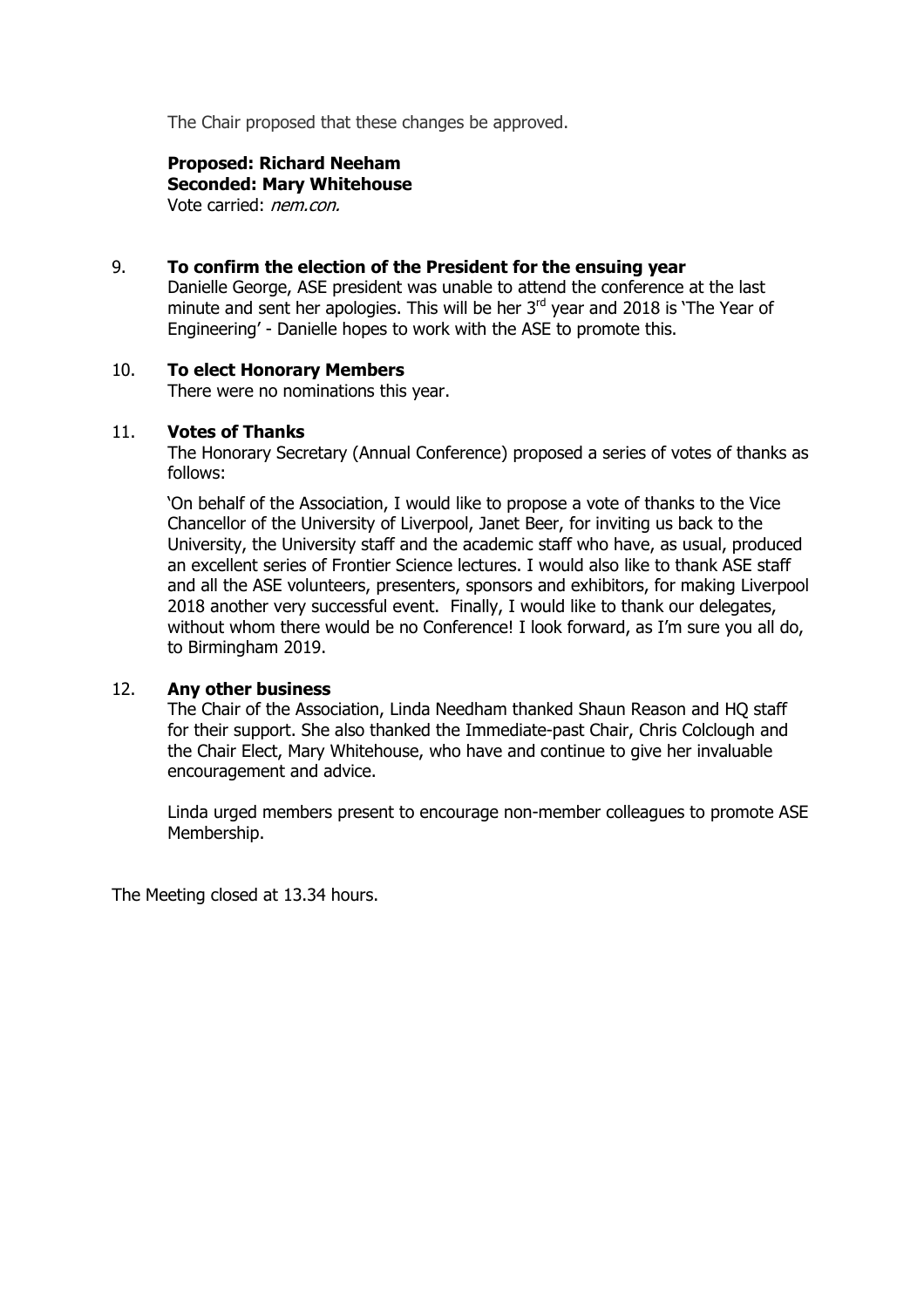The Chair proposed that these changes be approved.

**Proposed: Richard Neeham**
**Seconded: Mary Whitehouse**
Vote carried: *nem.con.*

9. **To confirm the election of the President for the ensuing year**

   Danielle George, ASE president was unable to attend the conference at the last minute and sent her apologies. This will be her 3rd year and 2018 is 'The Year of Engineering' - Danielle hopes to work with the ASE to promote this.

10. **To elect Honorary Members**

    There were no nominations this year.

11. **Votes of Thanks**

    The Honorary Secretary (Annual Conference) proposed a series of votes of thanks as follows:

    'On behalf of the Association, I would like to propose a vote of thanks to the Vice Chancellor of the University of Liverpool, Janet Beer, for inviting us back to the University, the University staff and the academic staff who have, as usual, produced an excellent series of Frontier Science lectures. I would also like to thank ASE staff and all the ASE volunteers, presenters, sponsors and exhibitors, for making Liverpool 2018 another very successful event. Finally, I would like to thank our delegates, without whom there would be no Conference! I look forward, as I'm sure you all do, to Birmingham 2019.

12. **Any other business**

    The Chair of the Association, Linda Needham thanked Shaun Reason and HQ staff for their support. She also thanked the Immediate-past Chair, Chris Colclough and the Chair Elect, Mary Whitehouse, who have and continue to give her invaluable encouragement and advice.

    Linda urged members present to encourage non-member colleagues to promote ASE Membership.

The Meeting closed at 13.34 hours.